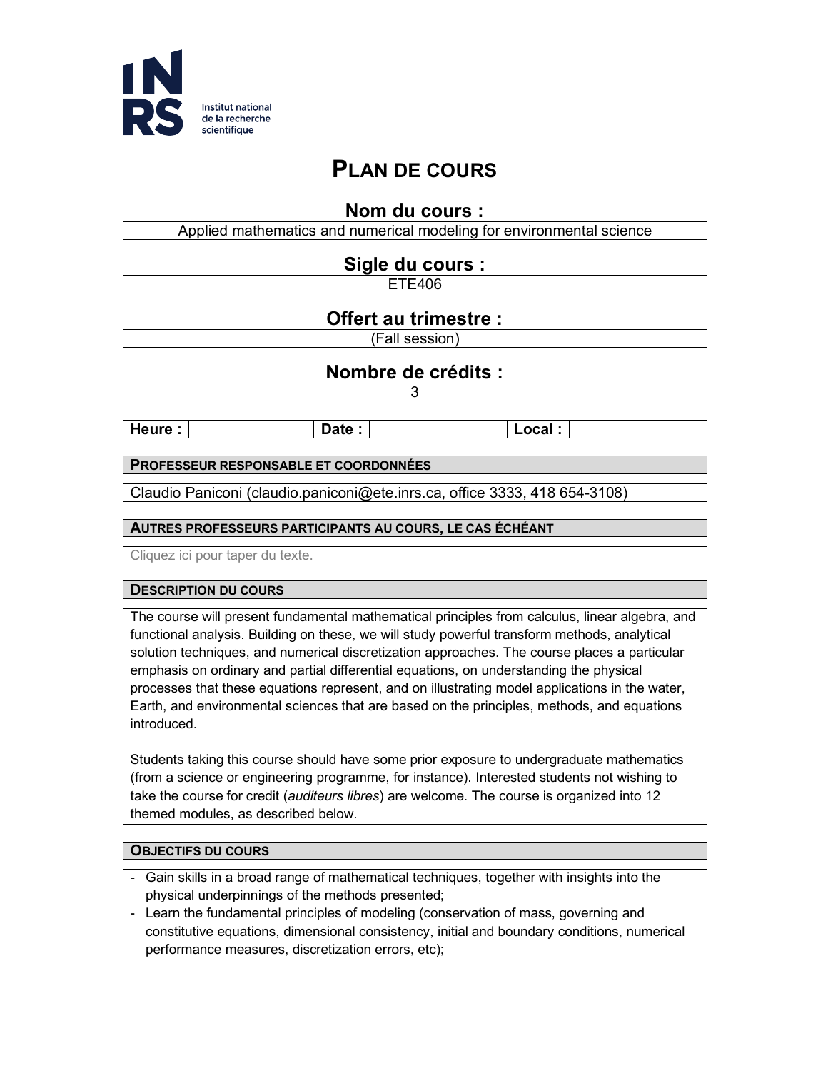INRS
Institut national de la recherche scientifique

# PLAN DE COURS

## Nom du cours :

Applied mathematics and numerical modeling for environmental science

## Sigle du cours :

ETE406

## Offert au trimestre :

(Fall session)

## Nombre de crédits :

3

| Heure : | | Date : | | Local : | |
|---|---|---|---|---|---|

### PROFESSEUR RESPONSABLE ET COORDONNÉES

Claudio Paniconi (claudio.paniconi@ete.inrs.ca, office 3333, 418 654-3108)

### AUTRES PROFESSEURS PARTICIPANTS AU COURS, LE CAS ÉCHÉANT

Cliquez ici pour taper du texte.

### DESCRIPTION DU COURS

The course will present fundamental mathematical principles from calculus, linear algebra, and functional analysis. Building on these, we will study powerful transform methods, analytical solution techniques, and numerical discretization approaches. The course places a particular emphasis on ordinary and partial differential equations, on understanding the physical processes that these equations represent, and on illustrating model applications in the water, Earth, and environmental sciences that are based on the principles, methods, and equations introduced.

Students taking this course should have some prior exposure to undergraduate mathematics (from a science or engineering programme, for instance). Interested students not wishing to take the course for credit (*auditeurs libres*) are welcome. The course is organized into 12 themed modules, as described below.

### OBJECTIFS DU COURS

- Gain skills in a broad range of mathematical techniques, together with insights into the physical underpinnings of the methods presented;
- Learn the fundamental principles of modeling (conservation of mass, governing and constitutive equations, dimensional consistency, initial and boundary conditions, numerical performance measures, discretization errors, etc);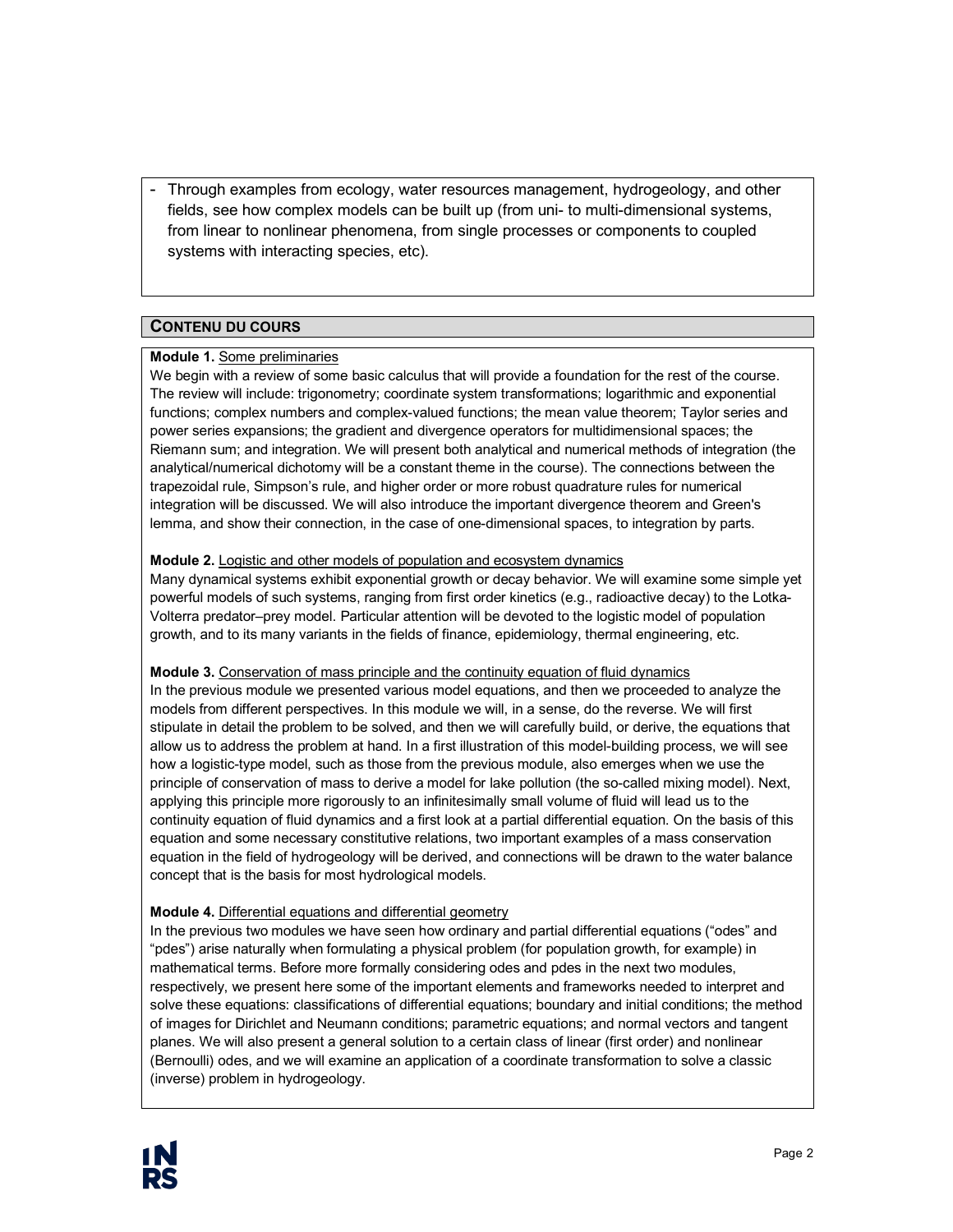- Through examples from ecology, water resources management, hydrogeology, and other fields, see how complex models can be built up (from uni- to multi-dimensional systems, from linear to nonlinear phenomena, from single processes or components to coupled systems with interacting species, etc).

## CONTENU DU COURS

**Module 1.** Some preliminaries

We begin with a review of some basic calculus that will provide a foundation for the rest of the course. The review will include: trigonometry; coordinate system transformations; logarithmic and exponential functions; complex numbers and complex-valued functions; the mean value theorem; Taylor series and power series expansions; the gradient and divergence operators for multidimensional spaces; the Riemann sum; and integration. We will present both analytical and numerical methods of integration (the analytical/numerical dichotomy will be a constant theme in the course). The connections between the trapezoidal rule, Simpson's rule, and higher order or more robust quadrature rules for numerical integration will be discussed. We will also introduce the important divergence theorem and Green's lemma, and show their connection, in the case of one-dimensional spaces, to integration by parts.

**Module 2.** Logistic and other models of population and ecosystem dynamics

Many dynamical systems exhibit exponential growth or decay behavior. We will examine some simple yet powerful models of such systems, ranging from first order kinetics (e.g., radioactive decay) to the Lotka-Volterra predator–prey model. Particular attention will be devoted to the logistic model of population growth, and to its many variants in the fields of finance, epidemiology, thermal engineering, etc.

**Module 3.** Conservation of mass principle and the continuity equation of fluid dynamics

In the previous module we presented various model equations, and then we proceeded to analyze the models from different perspectives. In this module we will, in a sense, do the reverse. We will first stipulate in detail the problem to be solved, and then we will carefully build, or derive, the equations that allow us to address the problem at hand. In a first illustration of this model-building process, we will see how a logistic-type model, such as those from the previous module, also emerges when we use the principle of conservation of mass to derive a model for lake pollution (the so-called mixing model). Next, applying this principle more rigorously to an infinitesimally small volume of fluid will lead us to the continuity equation of fluid dynamics and a first look at a partial differential equation. On the basis of this equation and some necessary constitutive relations, two important examples of a mass conservation equation in the field of hydrogeology will be derived, and connections will be drawn to the water balance concept that is the basis for most hydrological models.

**Module 4.** Differential equations and differential geometry

In the previous two modules we have seen how ordinary and partial differential equations ("odes" and "pdes") arise naturally when formulating a physical problem (for population growth, for example) in mathematical terms. Before more formally considering odes and pdes in the next two modules, respectively, we present here some of the important elements and frameworks needed to interpret and solve these equations: classifications of differential equations; boundary and initial conditions; the method of images for Dirichlet and Neumann conditions; parametric equations; and normal vectors and tangent planes. We will also present a general solution to a certain class of linear (first order) and nonlinear (Bernoulli) odes, and we will examine an application of a coordinate transformation to solve a classic (inverse) problem in hydrogeology.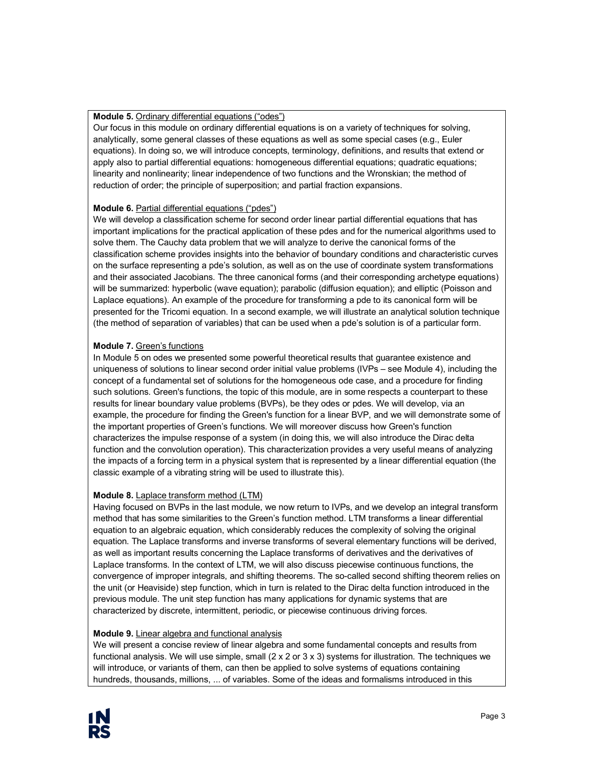**Module 5.** Ordinary differential equations ("odes")

Our focus in this module on ordinary differential equations is on a variety of techniques for solving, analytically, some general classes of these equations as well as some special cases (e.g., Euler equations). In doing so, we will introduce concepts, terminology, definitions, and results that extend or apply also to partial differential equations: homogeneous differential equations; quadratic equations; linearity and nonlinearity; linear independence of two functions and the Wronskian; the method of reduction of order; the principle of superposition; and partial fraction expansions.

**Module 6.** Partial differential equations ("pdes")

We will develop a classification scheme for second order linear partial differential equations that has important implications for the practical application of these pdes and for the numerical algorithms used to solve them. The Cauchy data problem that we will analyze to derive the canonical forms of the classification scheme provides insights into the behavior of boundary conditions and characteristic curves on the surface representing a pde's solution, as well as on the use of coordinate system transformations and their associated Jacobians. The three canonical forms (and their corresponding archetype equations) will be summarized: hyperbolic (wave equation); parabolic (diffusion equation); and elliptic (Poisson and Laplace equations). An example of the procedure for transforming a pde to its canonical form will be presented for the Tricomi equation. In a second example, we will illustrate an analytical solution technique (the method of separation of variables) that can be used when a pde's solution is of a particular form.

**Module 7.** Green's functions

In Module 5 on odes we presented some powerful theoretical results that guarantee existence and uniqueness of solutions to linear second order initial value problems (IVPs – see Module 4), including the concept of a fundamental set of solutions for the homogeneous ode case, and a procedure for finding such solutions. Green's functions, the topic of this module, are in some respects a counterpart to these results for linear boundary value problems (BVPs), be they odes or pdes. We will develop, via an example, the procedure for finding the Green's function for a linear BVP, and we will demonstrate some of the important properties of Green's functions. We will moreover discuss how Green's function characterizes the impulse response of a system (in doing this, we will also introduce the Dirac delta function and the convolution operation). This characterization provides a very useful means of analyzing the impacts of a forcing term in a physical system that is represented by a linear differential equation (the classic example of a vibrating string will be used to illustrate this).

**Module 8.** Laplace transform method (LTM)

Having focused on BVPs in the last module, we now return to IVPs, and we develop an integral transform method that has some similarities to the Green's function method. LTM transforms a linear differential equation to an algebraic equation, which considerably reduces the complexity of solving the original equation. The Laplace transforms and inverse transforms of several elementary functions will be derived, as well as important results concerning the Laplace transforms of derivatives and the derivatives of Laplace transforms. In the context of LTM, we will also discuss piecewise continuous functions, the convergence of improper integrals, and shifting theorems. The so-called second shifting theorem relies on the unit (or Heaviside) step function, which in turn is related to the Dirac delta function introduced in the previous module. The unit step function has many applications for dynamic systems that are characterized by discrete, intermittent, periodic, or piecewise continuous driving forces.

**Module 9.** Linear algebra and functional analysis

We will present a concise review of linear algebra and some fundamental concepts and results from functional analysis. We will use simple, small (2 x 2 or 3 x 3) systems for illustration. The techniques we will introduce, or variants of them, can then be applied to solve systems of equations containing hundreds, thousands, millions, ... of variables. Some of the ideas and formalisms introduced in this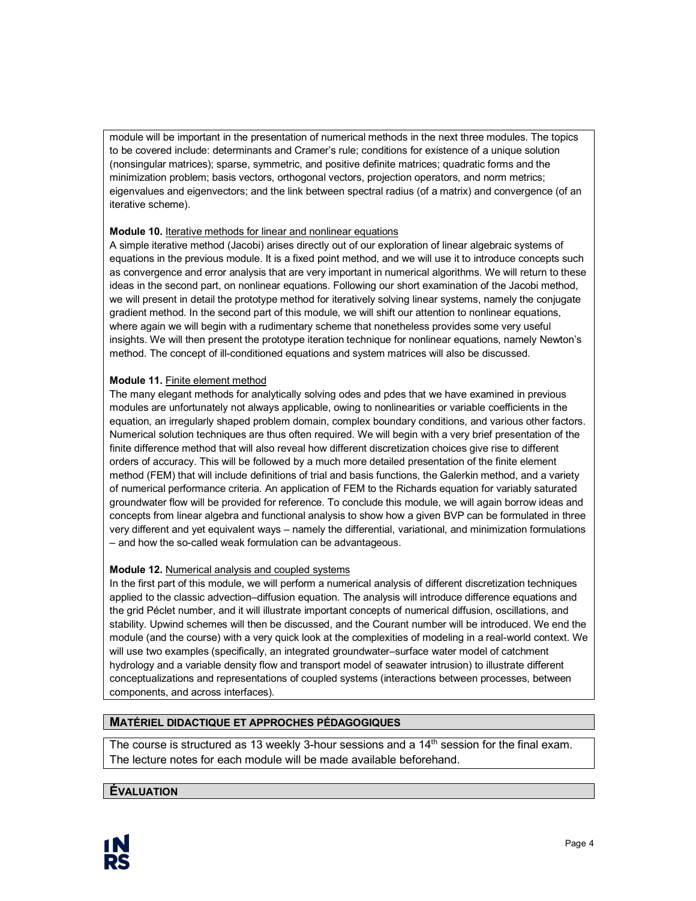module will be important in the presentation of numerical methods in the next three modules. The topics to be covered include: determinants and Cramer's rule; conditions for existence of a unique solution (nonsingular matrices); sparse, symmetric, and positive definite matrices; quadratic forms and the minimization problem; basis vectors, orthogonal vectors, projection operators, and norm metrics; eigenvalues and eigenvectors; and the link between spectral radius (of a matrix) and convergence (of an iterative scheme).

**Module 10.** Iterative methods for linear and nonlinear equations

A simple iterative method (Jacobi) arises directly out of our exploration of linear algebraic systems of equations in the previous module. It is a fixed point method, and we will use it to introduce concepts such as convergence and error analysis that are very important in numerical algorithms. We will return to these ideas in the second part, on nonlinear equations. Following our short examination of the Jacobi method, we will present in detail the prototype method for iteratively solving linear systems, namely the conjugate gradient method. In the second part of this module, we will shift our attention to nonlinear equations, where again we will begin with a rudimentary scheme that nonetheless provides some very useful insights. We will then present the prototype iteration technique for nonlinear equations, namely Newton's method. The concept of ill-conditioned equations and system matrices will also be discussed.

**Module 11.** Finite element method

The many elegant methods for analytically solving odes and pdes that we have examined in previous modules are unfortunately not always applicable, owing to nonlinearities or variable coefficients in the equation, an irregularly shaped problem domain, complex boundary conditions, and various other factors. Numerical solution techniques are thus often required. We will begin with a very brief presentation of the finite difference method that will also reveal how different discretization choices give rise to different orders of accuracy. This will be followed by a much more detailed presentation of the finite element method (FEM) that will include definitions of trial and basis functions, the Galerkin method, and a variety of numerical performance criteria. An application of FEM to the Richards equation for variably saturated groundwater flow will be provided for reference. To conclude this module, we will again borrow ideas and concepts from linear algebra and functional analysis to show how a given BVP can be formulated in three very different and yet equivalent ways – namely the differential, variational, and minimization formulations – and how the so-called weak formulation can be advantageous.

**Module 12.** Numerical analysis and coupled systems

In the first part of this module, we will perform a numerical analysis of different discretization techniques applied to the classic advection–diffusion equation. The analysis will introduce difference equations and the grid Péclet number, and it will illustrate important concepts of numerical diffusion, oscillations, and stability. Upwind schemes will then be discussed, and the Courant number will be introduced. We end the module (and the course) with a very quick look at the complexities of modeling in a real-world context. We will use two examples (specifically, an integrated groundwater–surface water model of catchment hydrology and a variable density flow and transport model of seawater intrusion) to illustrate different conceptualizations and representations of coupled systems (interactions between processes, between components, and across interfaces).

## MATÉRIEL DIDACTIQUE ET APPROCHES PÉDAGOGIQUES

The course is structured as 13 weekly 3-hour sessions and a 14th session for the final exam. The lecture notes for each module will be made available beforehand.

## ÉVALUATION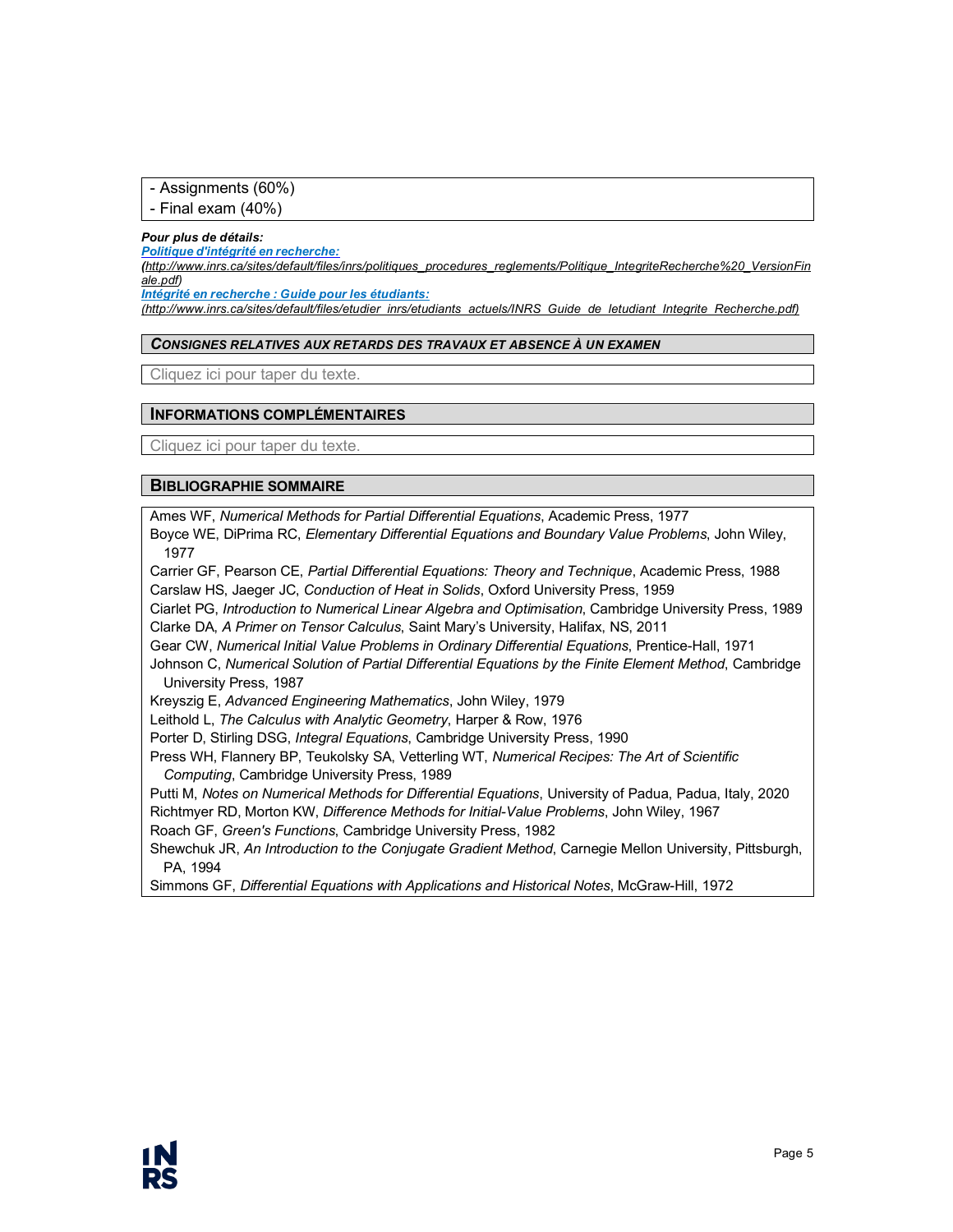- Assignments (60%)
- Final exam (40%)

***Pour plus de détails:***
[***Politique d'intégrité en recherche:***](http://www.inrs.ca/sites/default/files/inrs/politiques_procedures_reglements/Politique_IntegriteRecherche%20_VersionFinale.pdf)
*(http://www.inrs.ca/sites/default/files/inrs/politiques_procedures_reglements/Politique_IntegriteRecherche%20_VersionFinale.pdf)*
[***Intégrité en recherche : Guide pour les étudiants:***](http://www.inrs.ca/sites/default/files/etudier_inrs/etudiants_actuels/INRS_Guide_de_letudiant_Integrite_Recherche.pdf)
*(http://www.inrs.ca/sites/default/files/etudier_inrs/etudiants_actuels/INRS_Guide_de_letudiant_Integrite_Recherche.pdf)*

## *Consignes relatives aux retards des travaux et absence à un examen*

Cliquez ici pour taper du texte.

## Informations complémentaires

Cliquez ici pour taper du texte.

## Bibliographie sommaire

Ames WF, *Numerical Methods for Partial Differential Equations*, Academic Press, 1977

Boyce WE, DiPrima RC, *Elementary Differential Equations and Boundary Value Problems*, John Wiley, 1977

Carrier GF, Pearson CE, *Partial Differential Equations: Theory and Technique*, Academic Press, 1988

Carslaw HS, Jaeger JC, *Conduction of Heat in Solids*, Oxford University Press, 1959

Ciarlet PG, *Introduction to Numerical Linear Algebra and Optimisation*, Cambridge University Press, 1989

Clarke DA, *A Primer on Tensor Calculus*, Saint Mary's University, Halifax, NS, 2011

Gear CW, *Numerical Initial Value Problems in Ordinary Differential Equations*, Prentice-Hall, 1971

Johnson C, *Numerical Solution of Partial Differential Equations by the Finite Element Method*, Cambridge University Press, 1987

Kreyszig E, *Advanced Engineering Mathematics*, John Wiley, 1979

Leithold L, *The Calculus with Analytic Geometry*, Harper & Row, 1976

Porter D, Stirling DSG, *Integral Equations*, Cambridge University Press, 1990

Press WH, Flannery BP, Teukolsky SA, Vetterling WT, *Numerical Recipes: The Art of Scientific Computing*, Cambridge University Press, 1989

Putti M, *Notes on Numerical Methods for Differential Equations*, University of Padua, Padua, Italy, 2020

Richtmyer RD, Morton KW, *Difference Methods for Initial-Value Problems*, John Wiley, 1967

Roach GF, *Green's Functions*, Cambridge University Press, 1982

Shewchuk JR, *An Introduction to the Conjugate Gradient Method*, Carnegie Mellon University, Pittsburgh, PA, 1994

Simmons GF, *Differential Equations with Applications and Historical Notes*, McGraw-Hill, 1972